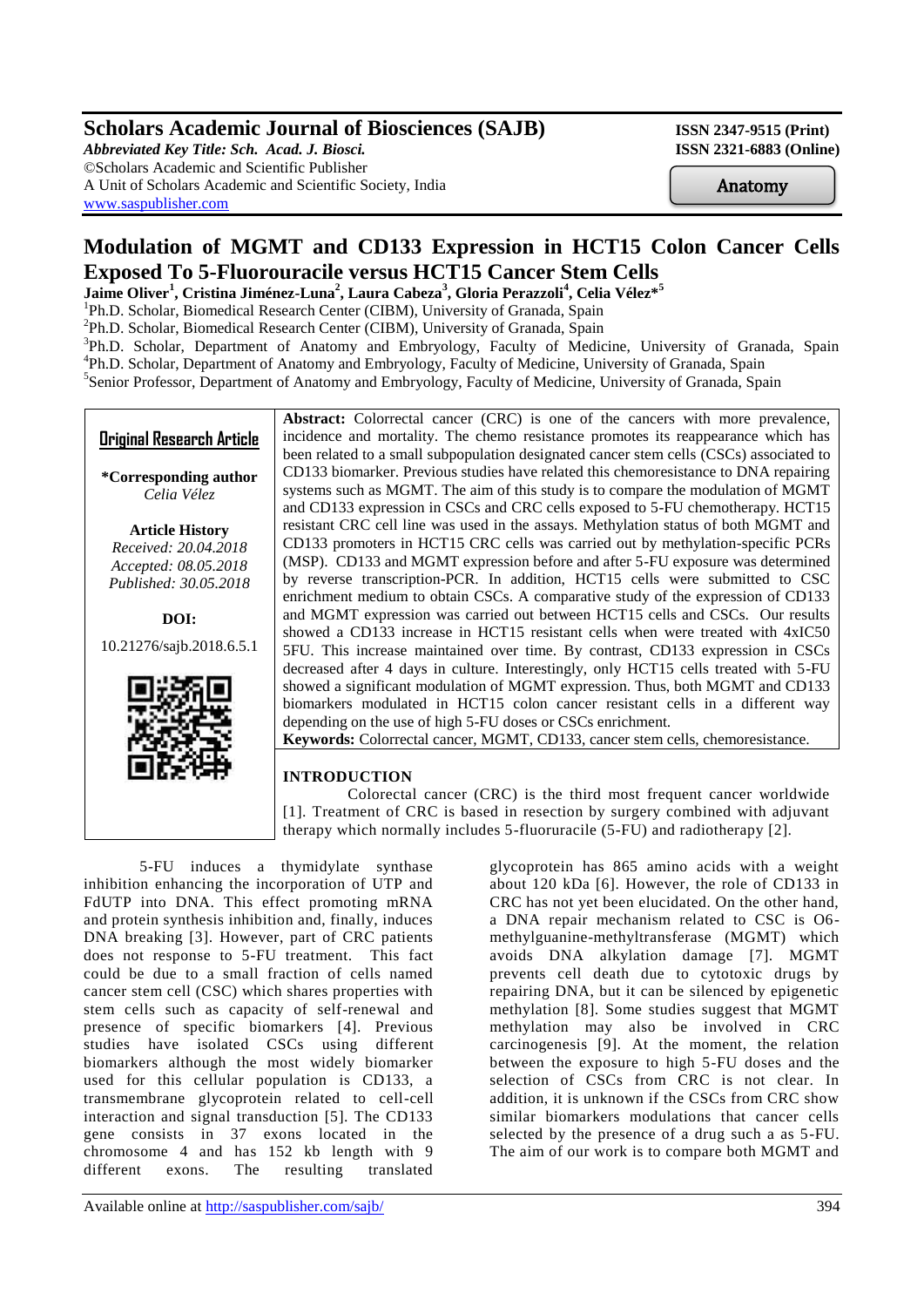**Scholars Academic Journal of Biosciences (SAJB)**
*Abbreviated Key Title: Sch. Acad. J. Biosci.*
©Scholars Academic and Scientific Publisher
A Unit of Scholars Academic and Scientific Society, India
www.saspublisher.com

**ISSN 2347-9515 (Print)**
**ISSN 2321-6883 (Online)**

Anatomy

# Modulation of MGMT and CD133 Expression in HCT15 Colon Cancer Cells Exposed To 5-Fluorouracile versus HCT15 Cancer Stem Cells

**Jaime Oliver[1], Cristina Jiménez-Luna[2], Laura Cabeza[3], Gloria Perazzoli[4], Celia Vélez*[5]**

[1]Ph.D. Scholar, Biomedical Research Center (CIBM), University of Granada, Spain
[2]Ph.D. Scholar, Biomedical Research Center (CIBM), University of Granada, Spain
[3]Ph.D. Scholar, Department of Anatomy and Embryology, Faculty of Medicine, University of Granada, Spain
[4]Ph.D. Scholar, Department of Anatomy and Embryology, Faculty of Medicine, University of Granada, Spain
[5]Senior Professor, Department of Anatomy and Embryology, Faculty of Medicine, University of Granada, Spain

**Original Research Article**

**\*Corresponding author**
*Celia Vélez*

**Article History**
*Received: 20.04.2018*
*Accepted: 08.05.2018*
*Published: 30.05.2018*

**DOI:**
10.21276/sajb.2018.6.5.1

**Abstract:** Colorrectal cancer (CRC) is one of the cancers with more prevalence, incidence and mortality. The chemo resistance promotes its reappearance which has been related to a small subpopulation designated cancer stem cells (CSCs) associated to CD133 biomarker. Previous studies have related this chemoresistance to DNA repairing systems such as MGMT. The aim of this study is to compare the modulation of MGMT and CD133 expression in CSCs and CRC cells exposed to 5-FU chemotherapy. HCT15 resistant CRC cell line was used in the assays. Methylation status of both MGMT and CD133 promoters in HCT15 CRC cells was carried out by methylation-specific PCRs (MSP). CD133 and MGMT expression before and after 5-FU exposure was determined by reverse transcription-PCR. In addition, HCT15 cells were submitted to CSC enrichment medium to obtain CSCs. A comparative study of the expression of CD133 and MGMT expression was carried out between HCT15 cells and CSCs. Our results showed a CD133 increase in HCT15 resistant cells when were treated with 4xIC50 5FU. This increase maintained over time. By contrast, CD133 expression in CSCs decreased after 4 days in culture. Interestingly, only HCT15 cells treated with 5-FU showed a significant modulation of MGMT expression. Thus, both MGMT and CD133 biomarkers modulated in HCT15 colon cancer resistant cells in a different way depending on the use of high 5-FU doses or CSCs enrichment.

**Keywords:** Colorrectal cancer, MGMT, CD133, cancer stem cells, chemoresistance.

## INTRODUCTION

Colorectal cancer (CRC) is the third most frequent cancer worldwide [1]. Treatment of CRC is based in resection by surgery combined with adjuvant therapy which normally includes 5-fluoruracile (5-FU) and radiotherapy [2].

5-FU induces a thymidylate synthase inhibition enhancing the incorporation of UTP and FdUTP into DNA. This effect promoting mRNA and protein synthesis inhibition and, finally, induces DNA breaking [3]. However, part of CRC patients does not response to 5-FU treatment. This fact could be due to a small fraction of cells named cancer stem cell (CSC) which shares properties with stem cells such as capacity of self-renewal and presence of specific biomarkers [4]. Previous studies have isolated CSCs using different biomarkers although the most widely biomarker used for this cellular population is CD133, a transmembrane glycoprotein related to cell-cell interaction and signal transduction [5]. The CD133 gene consists in 37 exons located in the chromosome 4 and has 152 kb length with 9 different exons. The resulting translated glycoprotein has 865 amino acids with a weight about 120 kDa [6]. However, the role of CD133 in CRC has not yet been elucidated. On the other hand, a DNA repair mechanism related to CSC is O6-methylguanine-methyltransferase (MGMT) which avoids DNA alkylation damage [7]. MGMT prevents cell death due to cytotoxic drugs by repairing DNA, but it can be silenced by epigenetic methylation [8]. Some studies suggest that MGMT methylation may also be involved in CRC carcinogenesis [9]. At the moment, the relation between the exposure to high 5-FU doses and the selection of CSCs from CRC is not clear. In addition, it is unknown if the CSCs from CRC show similar biomarkers modulations that cancer cells selected by the presence of a drug such a as 5-FU. The aim of our work is to compare both MGMT and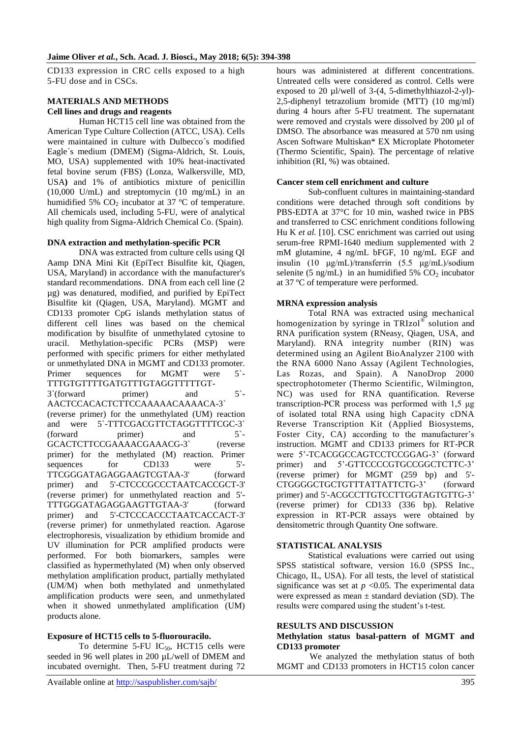CD133 expression in CRC cells exposed to a high 5-FU dose and in CSCs.

## MATERIALS AND METHODS

### Cell lines and drugs and reagents

Human HCT15 cell line was obtained from the American Type Culture Collection (ATCC, USA). Cells were maintained in culture with Dulbecco´s modified Eagle´s medium (DMEM) (Sigma-Aldrich, St. Louis, MO, USA) supplemented with 10% heat-inactivated fetal bovine serum (FBS) (Lonza, Walkersville, MD, USA**)** and 1% of antibiotics mixture of penicillin (10,000 U/mL) and streptomycin (10 mg/mL) in an humidified 5% $CO_2$ incubator at 37 ºC of temperature. All chemicals used, including 5-FU, were of analytical high quality from Sigma-Aldrich Chemical Co. (Spain).

### DNA extraction and methylation-specific PCR

DNA was extracted from culture cells using QI Aamp DNA Mini Kit (EpiTect Bisulfite kit, Qiagen, USA, Maryland) in accordance with the manufacturer's standard recommendations. DNA from each cell line (2 µg) was denatured, modified, and purified by EpiTect Bisulfite kit (Qiagen, USA, Maryland). MGMT and CD133 promoter CpG islands methylation status of different cell lines was based on the chemical modification by bisulfite of unmethylated cytosine to uracil. Methylation-specific PCRs (MSP) were performed with specific primers for either methylated or unmethylated DNA in MGMT and CD133 promoter. Primer sequences for MGMT were 5`-TTTGTGTTTTGATGTTTGTAGGTTTTTGT-3`(forward primer) and 5`-AACTCCACACTCTTCCAAAAACAAAACA-3` (reverse primer) for the unmethylated (UM) reaction and were 5`-TTTCGACGTTCTAGGTTTTCGC-3` (forward primer) and 5`-GCACTCTTCCGAAAACGAAACG-3` (reverse primer) for the methylated (M) reaction. Primer sequences for CD133 were 5'-TTCGGGATAGAGGAAGTCGTAA-3' (forward primer) and 5'-CTCCCGCCCTAATCACCGCT-3' (reverse primer) for unmethylated reaction and 5'-TTTGGGATAGAGGAAGTTGTAA-3' (forward primer) and 5'-CTCCCACCCTAATCACCACT-3' (reverse primer) for unmethylated reaction. Agarose electrophoresis, visualization by ethidium bromide and UV illumination for PCR amplified products were performed. For both biomarkers, samples were classified as hypermethylated (M) when only observed methylation amplification product, partially methylated (UM/M) when both methylated and unmethylated amplification products were seen, and unmethylated when it showed unmethylated amplification (UM) products alone.

### Exposure of HCT15 cells to 5-fluorouracilo.

To determine 5-FU $IC_{50}$, HCT15 cells were seeded in 96 well plates in 200 µL/well of DMEM and incubated overnight. Then, 5-FU treatment during 72 hours was administered at different concentrations. Untreated cells were considered as control. Cells were exposed to 20 µl/well of 3-(4, 5-dimethylthiazol-2-yl)-2,5-diphenyl tetrazolium bromide (MTT) (10 mg/ml) during 4 hours after 5-FU treatment. The supernatant were removed and crystals were dissolved by 200 µl of DMSO. The absorbance was measured at 570 nm using Ascen Software Multiskan* EX Microplate Photometer (Thermo Scientific, Spain). The percentage of relative inhibition (RI, %) was obtained.

### Cancer stem cell enrichment and culture

Sub-confluent cultures in maintaining-standard conditions were detached through soft conditions by PBS-EDTA at 37°C for 10 min, washed twice in PBS and transferred to CSC enrichment conditions following Hu K *et al.* [10]. CSC enrichment was carried out using serum-free RPMI-1640 medium supplemented with 2 mM glutamine, 4 ng/mL bFGF, 10 ng/mL EGF and insulin (10 µg/mL)/transferrin (5.5 µg/mL)/sodium selenite (5 ng/mL) in an humidified 5% $CO_2$ incubator at 37 ºC of temperature were performed.

### MRNA expression analysis

Total RNA was extracted using mechanical homogenization by syringe in TRIzol® solution and RNA purification system (RNeasy, Qiagen, USA, and Maryland). RNA integrity number (RIN) was determined using an Agilent BioAnalyzer 2100 with the RNA 6000 Nano Assay (Agilent Technologies, Las Rozas, and Spain). A NanoDrop 2000 spectrophotometer (Thermo Scientific, Wilmington, NC) was used for RNA quantification. Reverse transcription-PCR process was performed with 1,5 µg of isolated total RNA using high Capacity cDNA Reverse Transcription Kit (Applied Biosystems, Foster City, CA) according to the manufacturer's instruction. MGMT and CD133 primers for RT-PCR were 5'-TCACGGCCAGTCCTCCGGAG-3' (forward primer) and 5'-GTTCCCCGTGCCGGCTCTTC-3' (reverse primer) for MGMT (259 bp) and 5'-CTGGGGCTGCTGTTTATTATTCTG-3' (forward primer) and 5'-ACGCCTTGTCCTTGGTAGTGTTG-3' (reverse primer) for CD133 (336 bp). Relative expression in RT-PCR assays were obtained by densitometric through Quantity One software.

## STATISTICAL ANALYSIS

Statistical evaluations were carried out using SPSS statistical software, version 16.0 (SPSS Inc., Chicago, IL, USA). For all tests, the level of statistical significance was set at $p < 0.05$. The experimental data were expressed as mean ± standard deviation (SD). The results were compared using the student's t-test.

## RESULTS AND DISCUSSION

### Methylation status basal-pattern of MGMT and CD133 promoter

We analyzed the methylation status of both MGMT and CD133 promoters in HCT15 colon cancer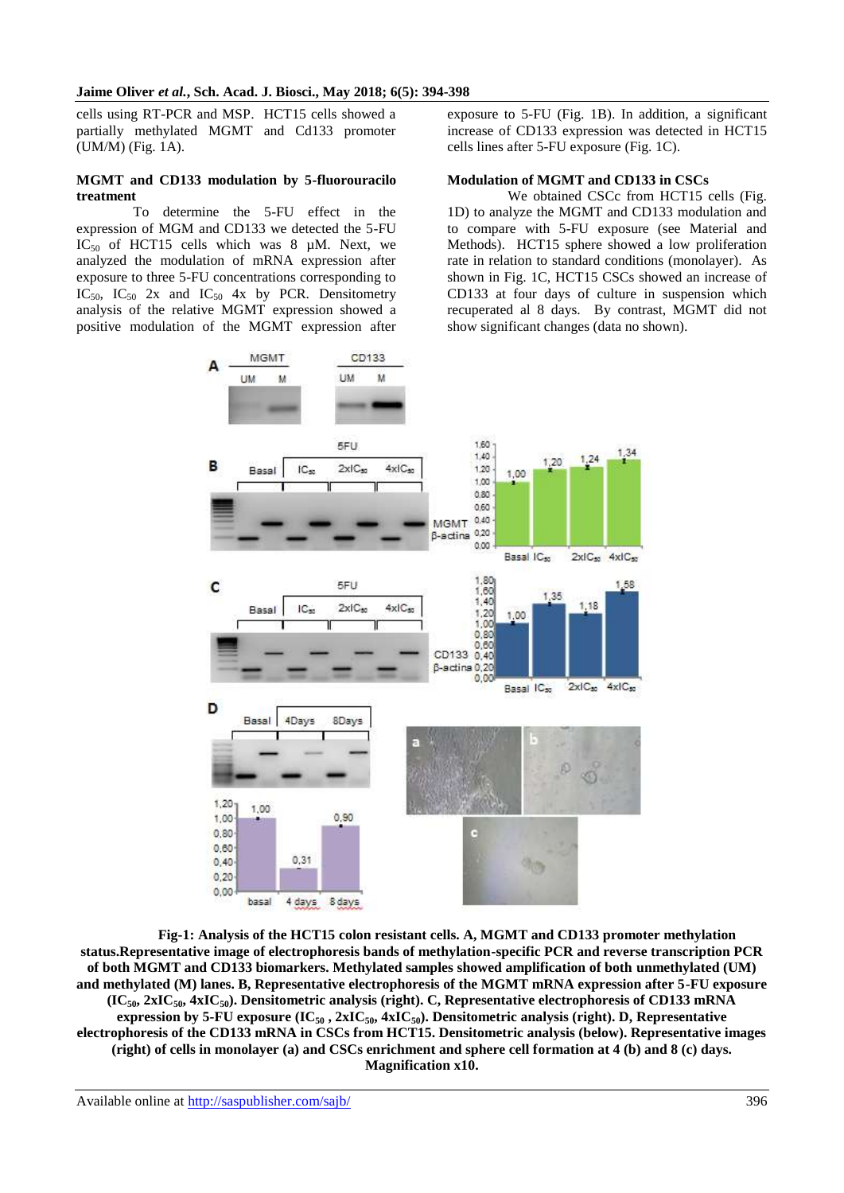cells using RT-PCR and MSP. HCT15 cells showed a partially methylated MGMT and Cd133 promoter (UM/M) (Fig. 1A).

### MGMT and CD133 modulation by 5-fluorouracilo treatment

To determine the 5-FU effect in the expression of MGM and CD133 we detected the 5-FU $IC_{50}$ of HCT15 cells which was 8 µM. Next, we analyzed the modulation of mRNA expression after exposure to three 5-FU concentrations corresponding to $IC_{50}$, $IC_{50}$ 2x and $IC_{50}$ 4x by PCR. Densitometry analysis of the relative MGMT expression showed a positive modulation of the MGMT expression after exposure to 5-FU (Fig. 1B). In addition, a significant increase of CD133 expression was detected in HCT15 cells lines after 5-FU exposure (Fig. 1C).

### Modulation of MGMT and CD133 in CSCs

We obtained CSCc from HCT15 cells (Fig. 1D) to analyze the MGMT and CD133 modulation and to compare with 5-FU exposure (see Material and Methods). HCT15 sphere showed a low proliferation rate in relation to standard conditions (monolayer). As shown in Fig. 1C, HCT15 CSCs showed an increase of CD133 at four days of culture in suspension which recuperated al 8 days. By contrast, MGMT did not show significant changes (data no shown).

**Fig-1: Analysis of the HCT15 colon resistant cells. A, MGMT and CD133 promoter methylation status.Representative image of electrophoresis bands of methylation-specific PCR and reverse transcription PCR of both MGMT and CD133 biomarkers. Methylated samples showed amplification of both unmethylated (UM) and methylated (M) lanes. B, Representative electrophoresis of the MGMT mRNA expression after 5-FU exposure ($IC_{50}$, $2xIC_{50}$, $4xIC_{50}$). Densitometric analysis (right). C, Representative electrophoresis of CD133 mRNA expression by 5-FU exposure ($IC_{50}$ , $2xIC_{50}$, $4xIC_{50}$). Densitometric analysis (right). D, Representative electrophoresis of the CD133 mRNA in CSCs from HCT15. Densitometric analysis (below). Representative images (right) of cells in monolayer (a) and CSCs enrichment and sphere cell formation at 4 (b) and 8 (c) days. Magnification x10.**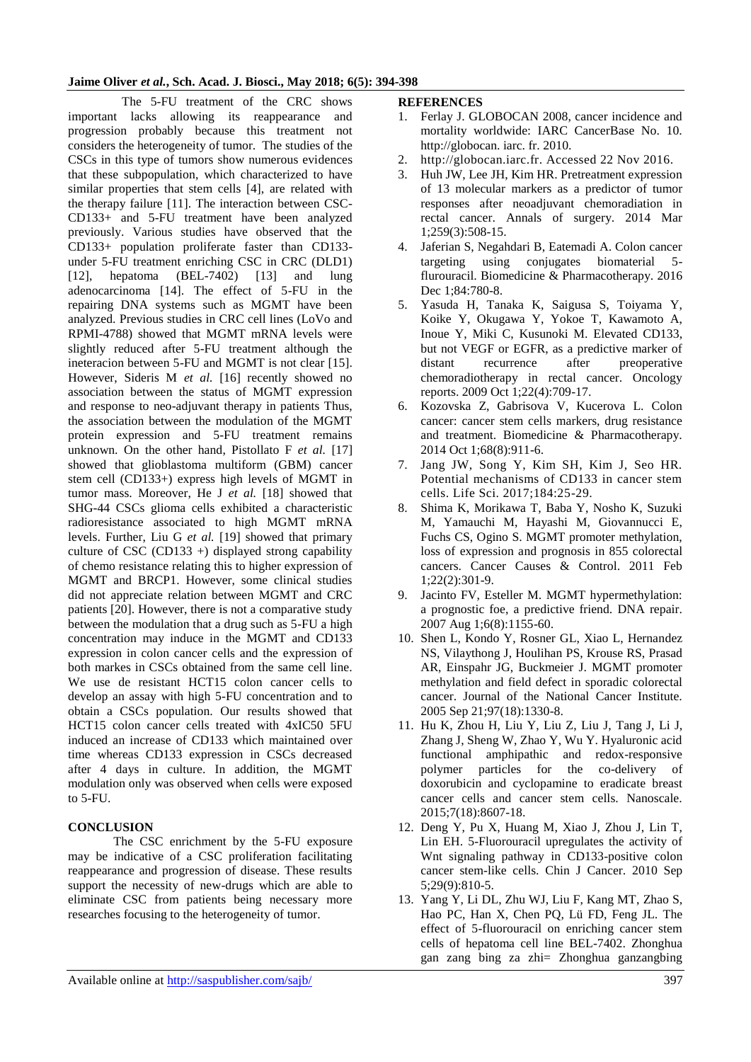The 5-FU treatment of the CRC shows important lacks allowing its reappearance and progression probably because this treatment not considers the heterogeneity of tumor. The studies of the CSCs in this type of tumors show numerous evidences that these subpopulation, which characterized to have similar properties that stem cells [4], are related with the therapy failure [11]. The interaction between CSC-CD133+ and 5-FU treatment have been analyzed previously. Various studies have observed that the CD133+ population proliferate faster than CD133- under 5-FU treatment enriching CSC in CRC (DLD1) [12], hepatoma (BEL-7402) [13] and lung adenocarcinoma [14]. The effect of 5-FU in the repairing DNA systems such as MGMT have been analyzed. Previous studies in CRC cell lines (LoVo and RPMI-4788) showed that MGMT mRNA levels were slightly reduced after 5-FU treatment although the ineteracion between 5-FU and MGMT is not clear [15]. However, Sideris M *et al.* [16] recently showed no association between the status of MGMT expression and response to neo-adjuvant therapy in patients Thus, the association between the modulation of the MGMT protein expression and 5-FU treatment remains unknown. On the other hand, Pistollato F *et al.* [17] showed that glioblastoma multiform (GBM) cancer stem cell (CD133+) express high levels of MGMT in tumor mass. Moreover, He J *et al.* [18] showed that SHG-44 CSCs glioma cells exhibited a characteristic radioresistance associated to high MGMT mRNA levels. Further, Liu G *et al.* [19] showed that primary culture of CSC (CD133 +) displayed strong capability of chemo resistance relating this to higher expression of MGMT and BRCP1. However, some clinical studies did not appreciate relation between MGMT and CRC patients [20]. However, there is not a comparative study between the modulation that a drug such as 5-FU a high concentration may induce in the MGMT and CD133 expression in colon cancer cells and the expression of both markes in CSCs obtained from the same cell line. We use de resistant HCT15 colon cancer cells to develop an assay with high 5-FU concentration and to obtain a CSCs population. Our results showed that HCT15 colon cancer cells treated with 4xIC50 5FU induced an increase of CD133 which maintained over time whereas CD133 expression in CSCs decreased after 4 days in culture. In addition, the MGMT modulation only was observed when cells were exposed to 5-FU.

## CONCLUSION

The CSC enrichment by the 5-FU exposure may be indicative of a CSC proliferation facilitating reappearance and progression of disease. These results support the necessity of new-drugs which are able to eliminate CSC from patients being necessary more researches focusing to the heterogeneity of tumor.

## REFERENCES

1. Ferlay J. GLOBOCAN 2008, cancer incidence and mortality worldwide: IARC CancerBase No. 10. http://globocan. iarc. fr. 2010.
2. http://globocan.iarc.fr. Accessed 22 Nov 2016.
3. Huh JW, Lee JH, Kim HR. Pretreatment expression of 13 molecular markers as a predictor of tumor responses after neoadjuvant chemoradiation in rectal cancer. Annals of surgery. 2014 Mar 1;259(3):508-15.
4. Jaferian S, Negahdari B, Eatemadi A. Colon cancer targeting using conjugates biomaterial 5-flurouracil. Biomedicine & Pharmacotherapy. 2016 Dec 1;84:780-8.
5. Yasuda H, Tanaka K, Saigusa S, Toiyama Y, Koike Y, Okugawa Y, Yokoe T, Kawamoto A, Inoue Y, Miki C, Kusunoki M. Elevated CD133, but not VEGF or EGFR, as a predictive marker of distant recurrence after preoperative chemoradiotherapy in rectal cancer. Oncology reports. 2009 Oct 1;22(4):709-17.
6. Kozovska Z, Gabrisova V, Kucerova L. Colon cancer: cancer stem cells markers, drug resistance and treatment. Biomedicine & Pharmacotherapy. 2014 Oct 1;68(8):911-6.
7. Jang JW, Song Y, Kim SH, Kim J, Seo HR. Potential mechanisms of CD133 in cancer stem cells. Life Sci. 2017;184:25-29.
8. Shima K, Morikawa T, Baba Y, Nosho K, Suzuki M, Yamauchi M, Hayashi M, Giovannucci E, Fuchs CS, Ogino S. MGMT promoter methylation, loss of expression and prognosis in 855 colorectal cancers. Cancer Causes & Control. 2011 Feb 1;22(2):301-9.
9. Jacinto FV, Esteller M. MGMT hypermethylation: a prognostic foe, a predictive friend. DNA repair. 2007 Aug 1;6(8):1155-60.
10. Shen L, Kondo Y, Rosner GL, Xiao L, Hernandez NS, Vilaythong J, Houlihan PS, Krouse RS, Prasad AR, Einspahr JG, Buckmeier J. MGMT promoter methylation and field defect in sporadic colorectal cancer. Journal of the National Cancer Institute. 2005 Sep 21;97(18):1330-8.
11. Hu K, Zhou H, Liu Y, Liu Z, Liu J, Tang J, Li J, Zhang J, Sheng W, Zhao Y, Wu Y. Hyaluronic acid functional amphipathic and redox-responsive polymer particles for the co-delivery of doxorubicin and cyclopamine to eradicate breast cancer cells and cancer stem cells. Nanoscale. 2015;7(18):8607-18.
12. Deng Y, Pu X, Huang M, Xiao J, Zhou J, Lin T, Lin EH. 5-Fluorouracil upregulates the activity of Wnt signaling pathway in CD133-positive colon cancer stem-like cells. Chin J Cancer. 2010 Sep 5;29(9):810-5.
13. Yang Y, Li DL, Zhu WJ, Liu F, Kang MT, Zhao S, Hao PC, Han X, Chen PQ, Lü FD, Feng JL. The effect of 5-fluorouracil on enriching cancer stem cells of hepatoma cell line BEL-7402. Zhonghua gan zang bing za zhi= Zhonghua ganzangbing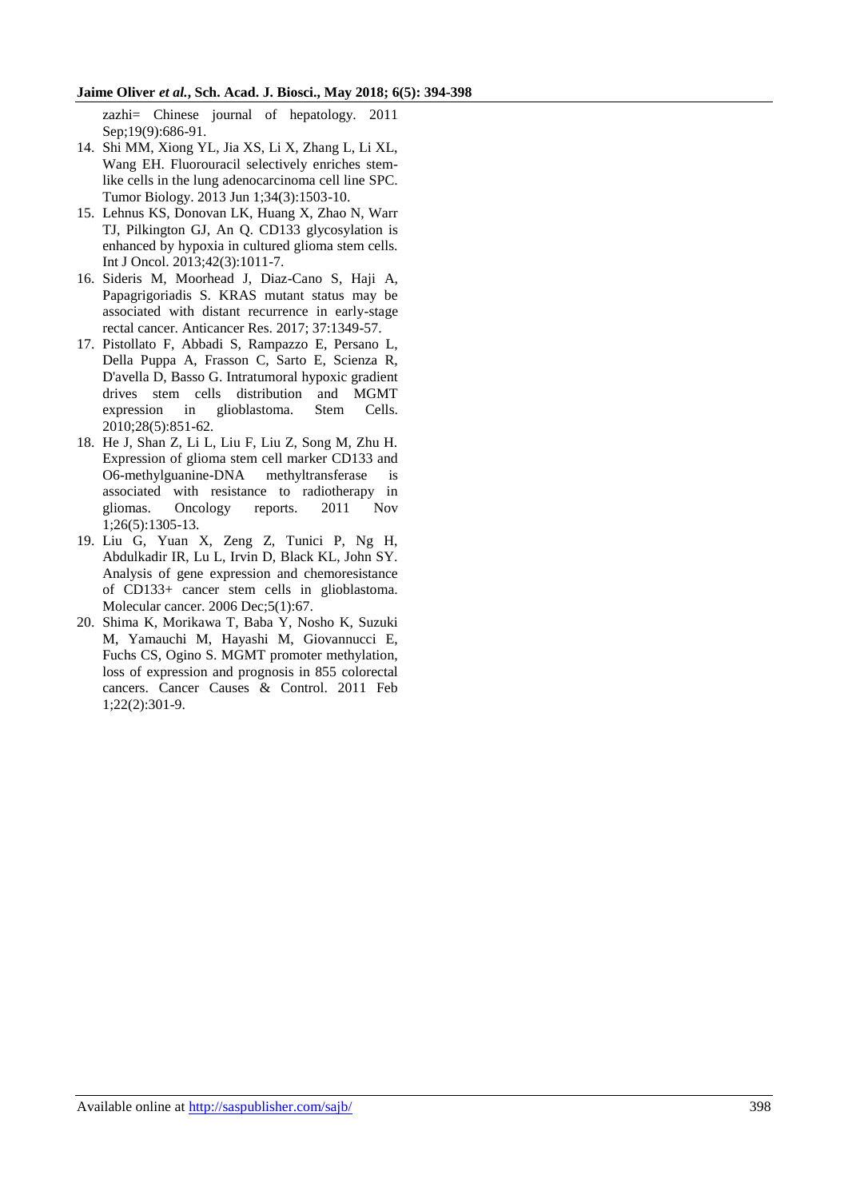zazhi= Chinese journal of hepatology. 2011 Sep;19(9):686-91.

14. Shi MM, Xiong YL, Jia XS, Li X, Zhang L, Li XL, Wang EH. Fluorouracil selectively enriches stem-like cells in the lung adenocarcinoma cell line SPC. Tumor Biology. 2013 Jun 1;34(3):1503-10.
15. Lehnus KS, Donovan LK, Huang X, Zhao N, Warr TJ, Pilkington GJ, An Q. CD133 glycosylation is enhanced by hypoxia in cultured glioma stem cells. Int J Oncol. 2013;42(3):1011-7.
16. Sideris M, Moorhead J, Diaz-Cano S, Haji A, Papagrigoriadis S. KRAS mutant status may be associated with distant recurrence in early-stage rectal cancer. Anticancer Res. 2017; 37:1349-57.
17. Pistollato F, Abbadi S, Rampazzo E, Persano L, Della Puppa A, Frasson C, Sarto E, Scienza R, D'avella D, Basso G. Intratumoral hypoxic gradient drives stem cells distribution and MGMT expression in glioblastoma. Stem Cells. 2010;28(5):851-62.
18. He J, Shan Z, Li L, Liu F, Liu Z, Song M, Zhu H. Expression of glioma stem cell marker CD133 and O6-methylguanine-DNA methyltransferase is associated with resistance to radiotherapy in gliomas. Oncology reports. 2011 Nov 1;26(5):1305-13.
19. Liu G, Yuan X, Zeng Z, Tunici P, Ng H, Abdulkadir IR, Lu L, Irvin D, Black KL, John SY. Analysis of gene expression and chemoresistance of CD133+ cancer stem cells in glioblastoma. Molecular cancer. 2006 Dec;5(1):67.
20. Shima K, Morikawa T, Baba Y, Nosho K, Suzuki M, Yamauchi M, Hayashi M, Giovannucci E, Fuchs CS, Ogino S. MGMT promoter methylation, loss of expression and prognosis in 855 colorectal cancers. Cancer Causes & Control. 2011 Feb 1;22(2):301-9.